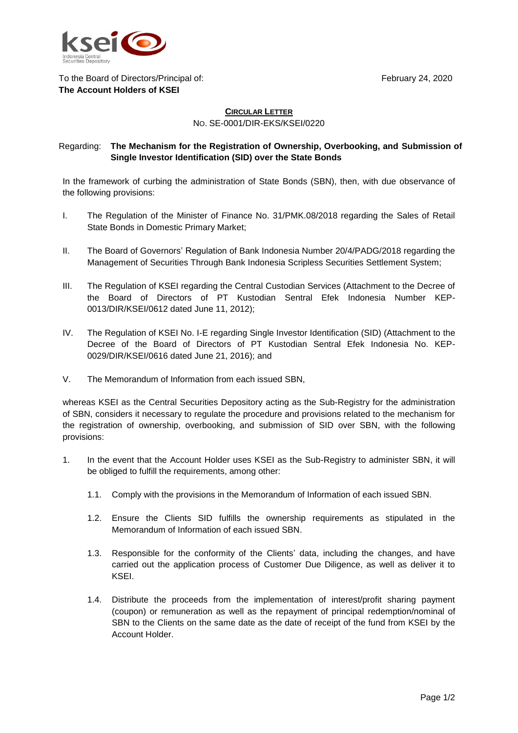To the Board of Directors/Principal of:
**The Account Holders of KSEI**

February 24, 2020

## CIRCULAR LETTER

No. SE-0001/DIR-EKS/KSEI/0220

Regarding: **The Mechanism for the Registration of Ownership, Overbooking, and Submission of Single Investor Identification (SID) over the State Bonds**

In the framework of curbing the administration of State Bonds (SBN), then, with due observance of the following provisions:

I. The Regulation of the Minister of Finance No. 31/PMK.08/2018 regarding the Sales of Retail State Bonds in Domestic Primary Market;

II. The Board of Governors' Regulation of Bank Indonesia Number 20/4/PADG/2018 regarding the Management of Securities Through Bank Indonesia Scripless Securities Settlement System;

III. The Regulation of KSEI regarding the Central Custodian Services (Attachment to the Decree of the Board of Directors of PT Kustodian Sentral Efek Indonesia Number KEP-0013/DIR/KSEI/0612 dated June 11, 2012);

IV. The Regulation of KSEI No. I-E regarding Single Investor Identification (SID) (Attachment to the Decree of the Board of Directors of PT Kustodian Sentral Efek Indonesia No. KEP-0029/DIR/KSEI/0616 dated June 21, 2016); and

V. The Memorandum of Information from each issued SBN,

whereas KSEI as the Central Securities Depository acting as the Sub-Registry for the administration of SBN, considers it necessary to regulate the procedure and provisions related to the mechanism for the registration of ownership, overbooking, and submission of SID over SBN, with the following provisions:

1. In the event that the Account Holder uses KSEI as the Sub-Registry to administer SBN, it will be obliged to fulfill the requirements, among other:

   1.1. Comply with the provisions in the Memorandum of Information of each issued SBN.

   1.2. Ensure the Clients SID fulfills the ownership requirements as stipulated in the Memorandum of Information of each issued SBN.

   1.3. Responsible for the conformity of the Clients' data, including the changes, and have carried out the application process of Customer Due Diligence, as well as deliver it to KSEI.

   1.4. Distribute the proceeds from the implementation of interest/profit sharing payment (coupon) or remuneration as well as the repayment of principal redemption/nominal of SBN to the Clients on the same date as the date of receipt of the fund from KSEI by the Account Holder.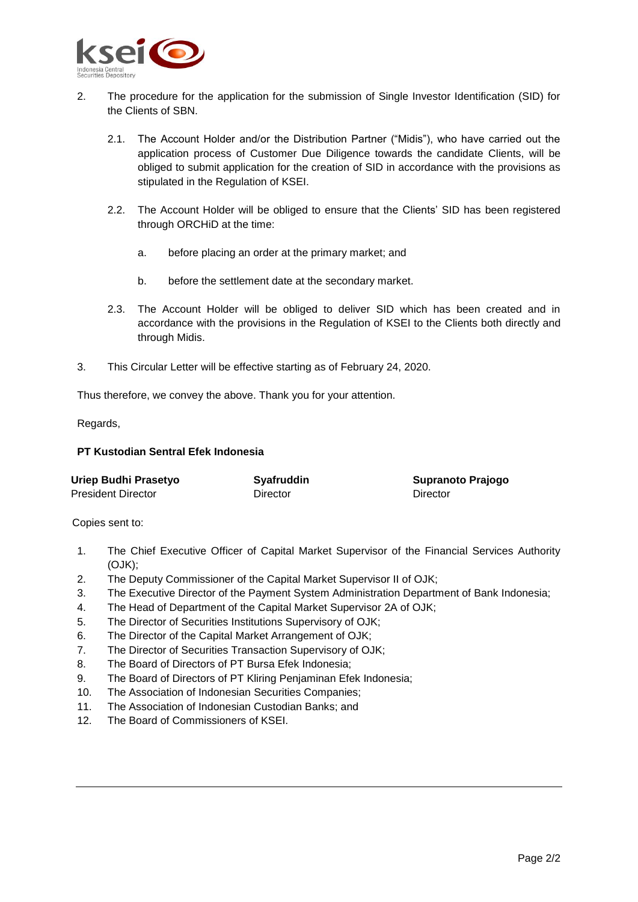2. The procedure for the application for the submission of Single Investor Identification (SID) for the Clients of SBN.

    2.1. The Account Holder and/or the Distribution Partner ("Midis"), who have carried out the application process of Customer Due Diligence towards the candidate Clients, will be obliged to submit application for the creation of SID in accordance with the provisions as stipulated in the Regulation of KSEI.

    2.2. The Account Holder will be obliged to ensure that the Clients' SID has been registered through ORCHiD at the time:

        a. before placing an order at the primary market; and

        b. before the settlement date at the secondary market.

    2.3. The Account Holder will be obliged to deliver SID which has been created and in accordance with the provisions in the Regulation of KSEI to the Clients both directly and through Midis.

3. This Circular Letter will be effective starting as of February 24, 2020.

Thus therefore, we convey the above. Thank you for your attention.

Regards,

**PT Kustodian Sentral Efek Indonesia**

| | | |
|---|---|---|
| **Uriep Budhi Prasetyo** | **Syafruddin** | **Supranoto Prajogo** |
| President Director | Director | Director |

Copies sent to:

1. The Chief Executive Officer of Capital Market Supervisor of the Financial Services Authority (OJK);
2. The Deputy Commissioner of the Capital Market Supervisor II of OJK;
3. The Executive Director of the Payment System Administration Department of Bank Indonesia;
4. The Head of Department of the Capital Market Supervisor 2A of OJK;
5. The Director of Securities Institutions Supervisory of OJK;
6. The Director of the Capital Market Arrangement of OJK;
7. The Director of Securities Transaction Supervisory of OJK;
8. The Board of Directors of PT Bursa Efek Indonesia;
9. The Board of Directors of PT Kliring Penjaminan Efek Indonesia;
10. The Association of Indonesian Securities Companies;
11. The Association of Indonesian Custodian Banks; and
12. The Board of Commissioners of KSEI.